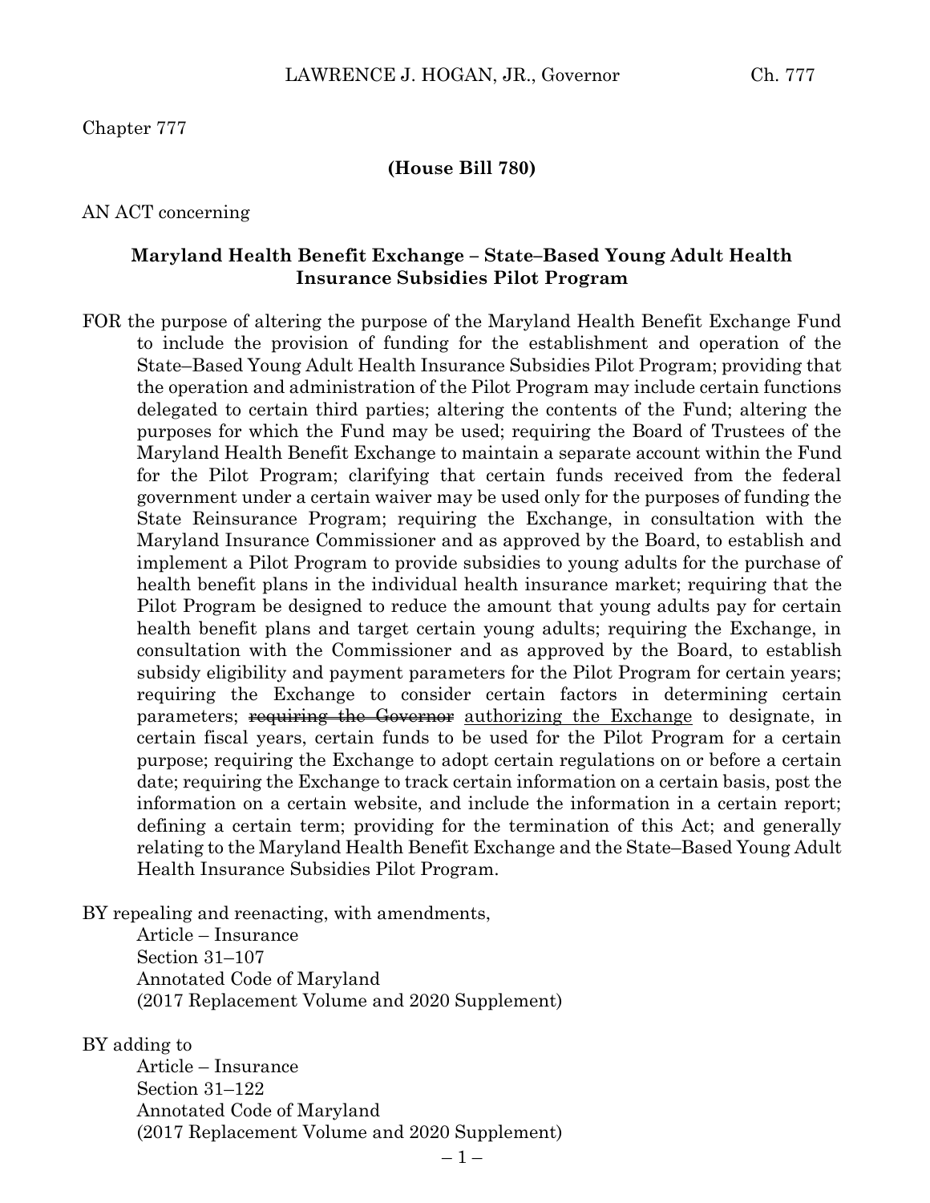Chapter 777

**(House Bill 780)**

AN ACT concerning

**Maryland Health Benefit Exchange – State–Based Young Adult Health Insurance Subsidies Pilot Program**

FOR the purpose of altering the purpose of the Maryland Health Benefit Exchange Fund to include the provision of funding for the establishment and operation of the State–Based Young Adult Health Insurance Subsidies Pilot Program; providing that the operation and administration of the Pilot Program may include certain functions delegated to certain third parties; altering the contents of the Fund; altering the purposes for which the Fund may be used; requiring the Board of Trustees of the Maryland Health Benefit Exchange to maintain a separate account within the Fund for the Pilot Program; clarifying that certain funds received from the federal government under a certain waiver may be used only for the purposes of funding the State Reinsurance Program; requiring the Exchange, in consultation with the Maryland Insurance Commissioner and as approved by the Board, to establish and implement a Pilot Program to provide subsidies to young adults for the purchase of health benefit plans in the individual health insurance market; requiring that the Pilot Program be designed to reduce the amount that young adults pay for certain health benefit plans and target certain young adults; requiring the Exchange, in consultation with the Commissioner and as approved by the Board, to establish subsidy eligibility and payment parameters for the Pilot Program for certain years; requiring the Exchange to consider certain factors in determining certain parameters; ~~requiring the Governor~~ <u>authorizing the Exchange</u> to designate, in certain fiscal years, certain funds to be used for the Pilot Program for a certain purpose; requiring the Exchange to adopt certain regulations on or before a certain date; requiring the Exchange to track certain information on a certain basis, post the information on a certain website, and include the information in a certain report; defining a certain term; providing for the termination of this Act; and generally relating to the Maryland Health Benefit Exchange and the State–Based Young Adult Health Insurance Subsidies Pilot Program.

BY repealing and reenacting, with amendments,
Article – Insurance
Section 31–107
Annotated Code of Maryland
(2017 Replacement Volume and 2020 Supplement)

BY adding to
Article – Insurance
Section 31–122
Annotated Code of Maryland
(2017 Replacement Volume and 2020 Supplement)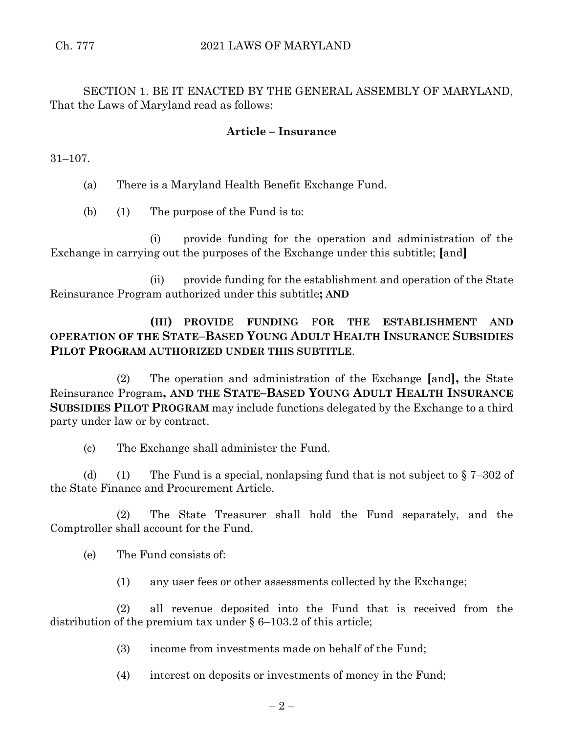SECTION 1. BE IT ENACTED BY THE GENERAL ASSEMBLY OF MARYLAND, That the Laws of Maryland read as follows:

**Article – Insurance**

31–107.

(a) There is a Maryland Health Benefit Exchange Fund.

(b) (1) The purpose of the Fund is to:

(i) provide funding for the operation and administration of the Exchange in carrying out the purposes of the Exchange under this subtitle; **[**and**]**

(ii) provide funding for the establishment and operation of the State Reinsurance Program authorized under this subtitle**; AND**

**(III) PROVIDE FUNDING FOR THE ESTABLISHMENT AND OPERATION OF THE STATE–BASED YOUNG ADULT HEALTH INSURANCE SUBSIDIES PILOT PROGRAM AUTHORIZED UNDER THIS SUBTITLE**.

(2) The operation and administration of the Exchange **[**and**],** the State Reinsurance Program**, AND THE STATE–BASED YOUNG ADULT HEALTH INSURANCE SUBSIDIES PILOT PROGRAM** may include functions delegated by the Exchange to a third party under law or by contract.

(c) The Exchange shall administer the Fund.

(d) (1) The Fund is a special, nonlapsing fund that is not subject to § 7–302 of the State Finance and Procurement Article.

(2) The State Treasurer shall hold the Fund separately, and the Comptroller shall account for the Fund.

(e) The Fund consists of:

(1) any user fees or other assessments collected by the Exchange;

(2) all revenue deposited into the Fund that is received from the distribution of the premium tax under § 6–103.2 of this article;

(3) income from investments made on behalf of the Fund;

(4) interest on deposits or investments of money in the Fund;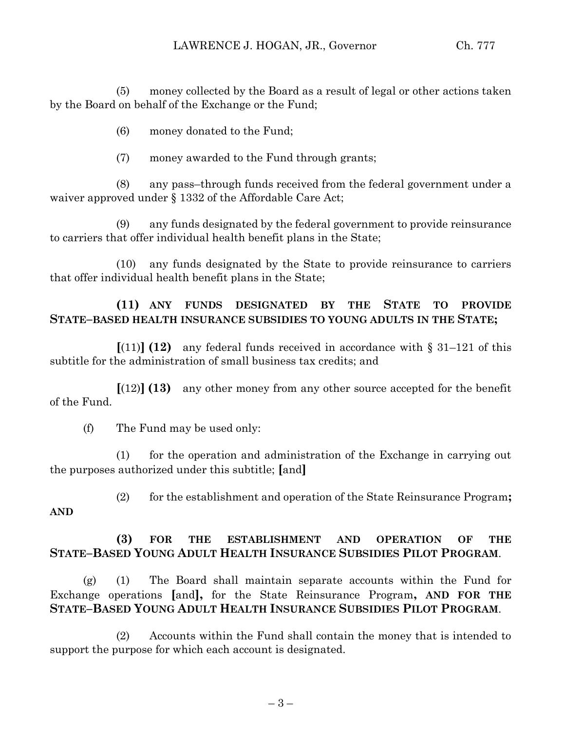(5) money collected by the Board as a result of legal or other actions taken by the Board on behalf of the Exchange or the Fund;

(6) money donated to the Fund;

(7) money awarded to the Fund through grants;

(8) any pass–through funds received from the federal government under a waiver approved under § 1332 of the Affordable Care Act;

(9) any funds designated by the federal government to provide reinsurance to carriers that offer individual health benefit plans in the State;

(10) any funds designated by the State to provide reinsurance to carriers that offer individual health benefit plans in the State;

**(11) ANY FUNDS DESIGNATED BY THE STATE TO PROVIDE STATE–BASED HEALTH INSURANCE SUBSIDIES TO YOUNG ADULTS IN THE STATE;**

**[**(11)**] (12)** any federal funds received in accordance with § 31–121 of this subtitle for the administration of small business tax credits; and

**[**(12)**] (13)** any other money from any other source accepted for the benefit of the Fund.

(f) The Fund may be used only:

(1) for the operation and administration of the Exchange in carrying out the purposes authorized under this subtitle; **[**and**]**

(2) for the establishment and operation of the State Reinsurance Program**; AND**

**(3) FOR THE ESTABLISHMENT AND OPERATION OF THE STATE–BASED YOUNG ADULT HEALTH INSURANCE SUBSIDIES PILOT PROGRAM**.

(g) (1) The Board shall maintain separate accounts within the Fund for Exchange operations **[**and**],** for the State Reinsurance Program**, AND FOR THE STATE–BASED YOUNG ADULT HEALTH INSURANCE SUBSIDIES PILOT PROGRAM**.

(2) Accounts within the Fund shall contain the money that is intended to support the purpose for which each account is designated.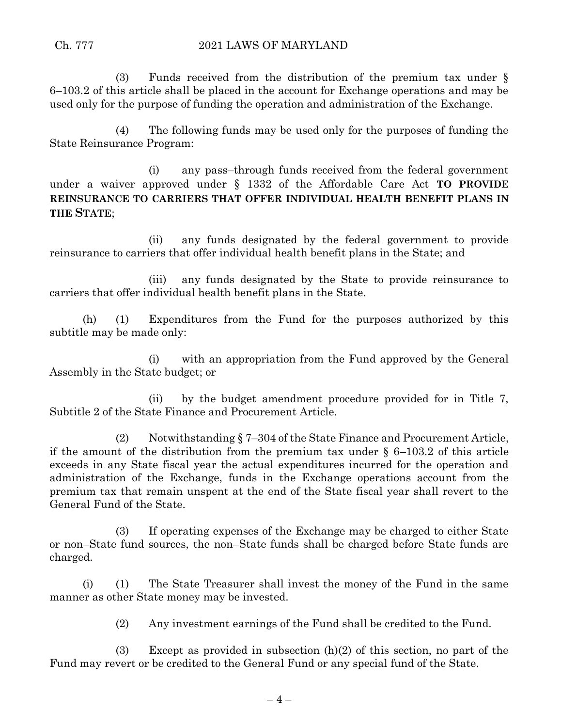(3) Funds received from the distribution of the premium tax under § 6–103.2 of this article shall be placed in the account for Exchange operations and may be used only for the purpose of funding the operation and administration of the Exchange.

(4) The following funds may be used only for the purposes of funding the State Reinsurance Program:

(i) any pass–through funds received from the federal government under a waiver approved under § 1332 of the Affordable Care Act **TO PROVIDE REINSURANCE TO CARRIERS THAT OFFER INDIVIDUAL HEALTH BENEFIT PLANS IN THE STATE**;

(ii) any funds designated by the federal government to provide reinsurance to carriers that offer individual health benefit plans in the State; and

(iii) any funds designated by the State to provide reinsurance to carriers that offer individual health benefit plans in the State.

(h) (1) Expenditures from the Fund for the purposes authorized by this subtitle may be made only:

(i) with an appropriation from the Fund approved by the General Assembly in the State budget; or

(ii) by the budget amendment procedure provided for in Title 7, Subtitle 2 of the State Finance and Procurement Article.

(2) Notwithstanding § 7–304 of the State Finance and Procurement Article, if the amount of the distribution from the premium tax under § 6–103.2 of this article exceeds in any State fiscal year the actual expenditures incurred for the operation and administration of the Exchange, funds in the Exchange operations account from the premium tax that remain unspent at the end of the State fiscal year shall revert to the General Fund of the State.

(3) If operating expenses of the Exchange may be charged to either State or non–State fund sources, the non–State funds shall be charged before State funds are charged.

(i) (1) The State Treasurer shall invest the money of the Fund in the same manner as other State money may be invested.

(2) Any investment earnings of the Fund shall be credited to the Fund.

(3) Except as provided in subsection (h)(2) of this section, no part of the Fund may revert or be credited to the General Fund or any special fund of the State.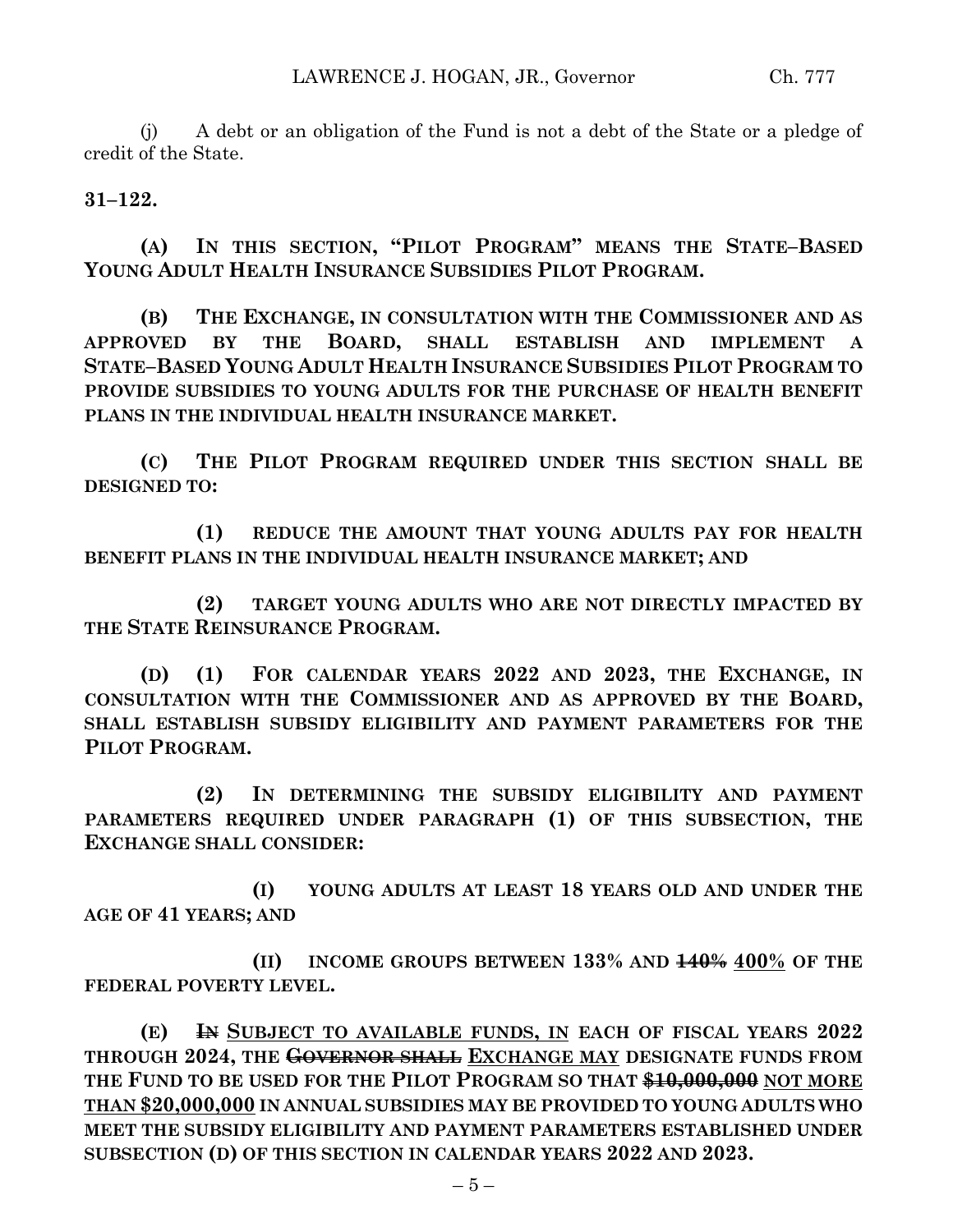(j) A debt or an obligation of the Fund is not a debt of the State or a pledge of credit of the State.

**31–122.**

**(A) IN THIS SECTION, "PILOT PROGRAM" MEANS THE STATE–BASED YOUNG ADULT HEALTH INSURANCE SUBSIDIES PILOT PROGRAM.**

**(B) THE EXCHANGE, IN CONSULTATION WITH THE COMMISSIONER AND AS APPROVED BY THE BOARD, SHALL ESTABLISH AND IMPLEMENT A STATE–BASED YOUNG ADULT HEALTH INSURANCE SUBSIDIES PILOT PROGRAM TO PROVIDE SUBSIDIES TO YOUNG ADULTS FOR THE PURCHASE OF HEALTH BENEFIT PLANS IN THE INDIVIDUAL HEALTH INSURANCE MARKET.**

**(C) THE PILOT PROGRAM REQUIRED UNDER THIS SECTION SHALL BE DESIGNED TO:**

**(1) REDUCE THE AMOUNT THAT YOUNG ADULTS PAY FOR HEALTH BENEFIT PLANS IN THE INDIVIDUAL HEALTH INSURANCE MARKET; AND**

**(2) TARGET YOUNG ADULTS WHO ARE NOT DIRECTLY IMPACTED BY THE STATE REINSURANCE PROGRAM.**

**(D) (1) FOR CALENDAR YEARS 2022 AND 2023, THE EXCHANGE, IN CONSULTATION WITH THE COMMISSIONER AND AS APPROVED BY THE BOARD, SHALL ESTABLISH SUBSIDY ELIGIBILITY AND PAYMENT PARAMETERS FOR THE PILOT PROGRAM.**

**(2) IN DETERMINING THE SUBSIDY ELIGIBILITY AND PAYMENT PARAMETERS REQUIRED UNDER PARAGRAPH (1) OF THIS SUBSECTION, THE EXCHANGE SHALL CONSIDER:**

**(I) YOUNG ADULTS AT LEAST 18 YEARS OLD AND UNDER THE AGE OF 41 YEARS; AND**

**(II) INCOME GROUPS BETWEEN 133% AND ~~140%~~ 400% OF THE FEDERAL POVERTY LEVEL.**

**(E) ~~IN~~ SUBJECT TO AVAILABLE FUNDS, IN EACH OF FISCAL YEARS 2022 THROUGH 2024, THE ~~GOVERNOR SHALL~~ EXCHANGE MAY DESIGNATE FUNDS FROM THE FUND TO BE USED FOR THE PILOT PROGRAM SO THAT ~~$10,000,000~~ NOT MORE THAN $20,000,000 IN ANNUAL SUBSIDIES MAY BE PROVIDED TO YOUNG ADULTS WHO MEET THE SUBSIDY ELIGIBILITY AND PAYMENT PARAMETERS ESTABLISHED UNDER SUBSECTION (D) OF THIS SECTION IN CALENDAR YEARS 2022 AND 2023.**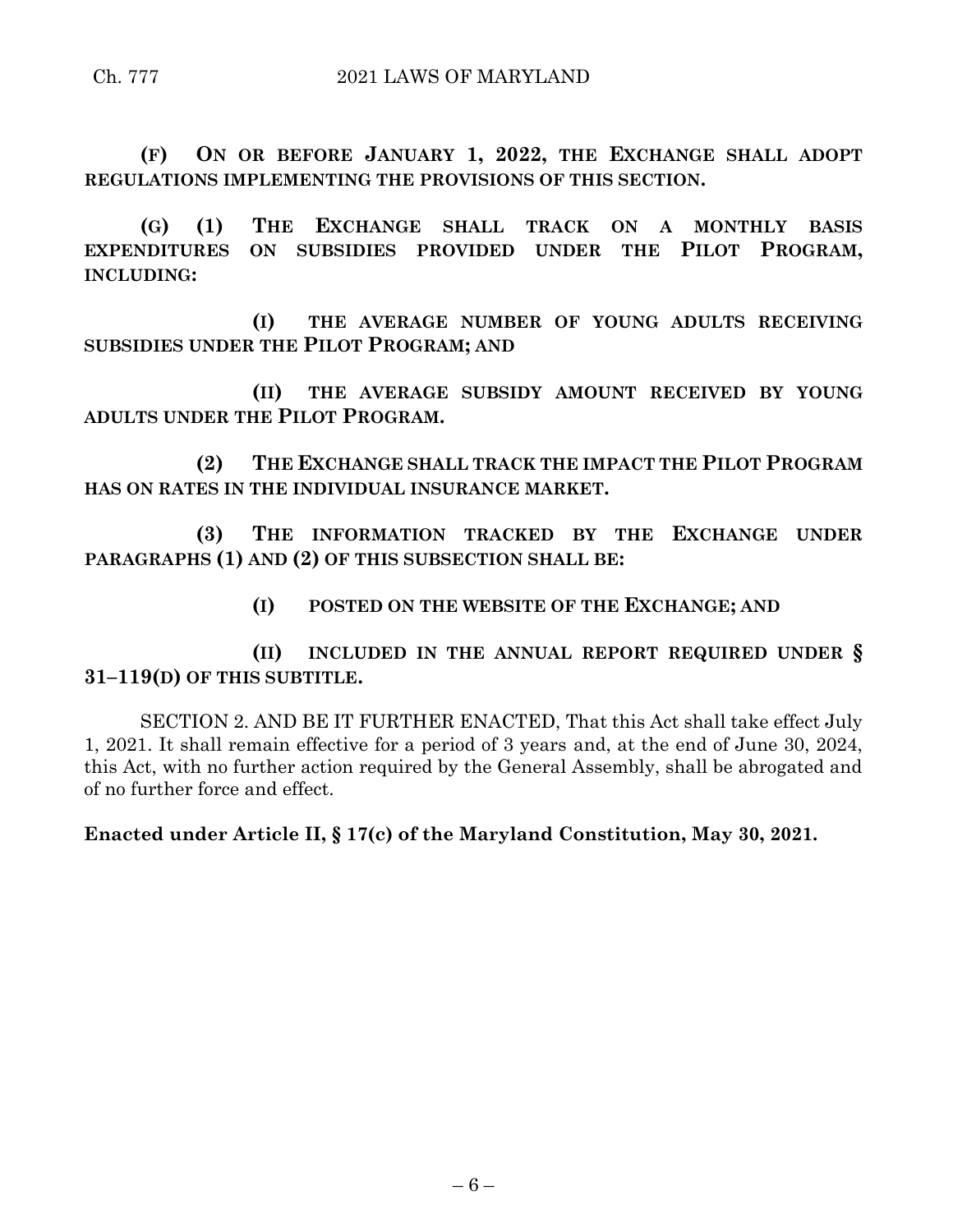**(F) ON OR BEFORE JANUARY 1, 2022, THE EXCHANGE SHALL ADOPT REGULATIONS IMPLEMENTING THE PROVISIONS OF THIS SECTION.**

**(G) (1) THE EXCHANGE SHALL TRACK ON A MONTHLY BASIS EXPENDITURES ON SUBSIDIES PROVIDED UNDER THE PILOT PROGRAM, INCLUDING:**

**(I) THE AVERAGE NUMBER OF YOUNG ADULTS RECEIVING SUBSIDIES UNDER THE PILOT PROGRAM; AND**

**(II) THE AVERAGE SUBSIDY AMOUNT RECEIVED BY YOUNG ADULTS UNDER THE PILOT PROGRAM.**

**(2) THE EXCHANGE SHALL TRACK THE IMPACT THE PILOT PROGRAM HAS ON RATES IN THE INDIVIDUAL INSURANCE MARKET.**

**(3) THE INFORMATION TRACKED BY THE EXCHANGE UNDER PARAGRAPHS (1) AND (2) OF THIS SUBSECTION SHALL BE:**

**(I) POSTED ON THE WEBSITE OF THE EXCHANGE; AND**

**(II) INCLUDED IN THE ANNUAL REPORT REQUIRED UNDER § 31–119(D) OF THIS SUBTITLE.**

SECTION 2. AND BE IT FURTHER ENACTED, That this Act shall take effect July 1, 2021. It shall remain effective for a period of 3 years and, at the end of June 30, 2024, this Act, with no further action required by the General Assembly, shall be abrogated and of no further force and effect.

**Enacted under Article II, § 17(c) of the Maryland Constitution, May 30, 2021.**